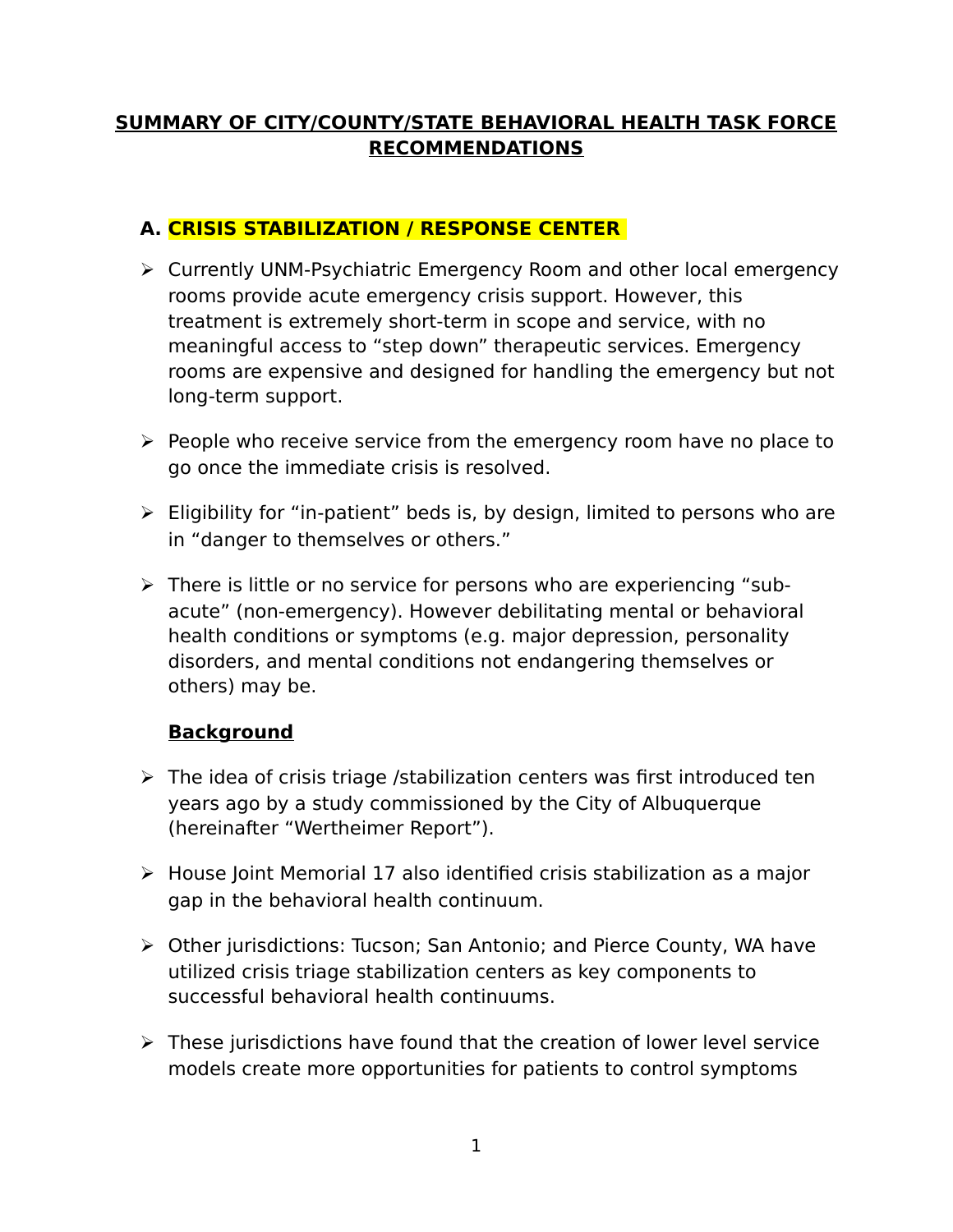# SUMMARY OF CITY/COUNTY/STATE BEHAVIORAL HEALTH TASK FORCE RECOMMENDATIONS

## A. CRISIS STABILIZATION / RESPONSE CENTER

- Currently UNM-Psychiatric Emergency Room and other local emergency rooms provide acute emergency crisis support. However, this treatment is extremely short-term in scope and service, with no meaningful access to "step down" therapeutic services. Emergency rooms are expensive and designed for handling the emergency but not long-term support.

- People who receive service from the emergency room have no place to go once the immediate crisis is resolved.

- Eligibility for "in-patient" beds is, by design, limited to persons who are in "danger to themselves or others."

- There is little or no service for persons who are experiencing "sub-acute" (non-emergency). However debilitating mental or behavioral health conditions or symptoms (e.g. major depression, personality disorders, and mental conditions not endangering themselves or others) may be.

### Background

- The idea of crisis triage /stabilization centers was first introduced ten years ago by a study commissioned by the City of Albuquerque (hereinafter "Wertheimer Report").

- House Joint Memorial 17 also identified crisis stabilization as a major gap in the behavioral health continuum.

- Other jurisdictions: Tucson; San Antonio; and Pierce County, WA have utilized crisis triage stabilization centers as key components to successful behavioral health continuums.

- These jurisdictions have found that the creation of lower level service models create more opportunities for patients to control symptoms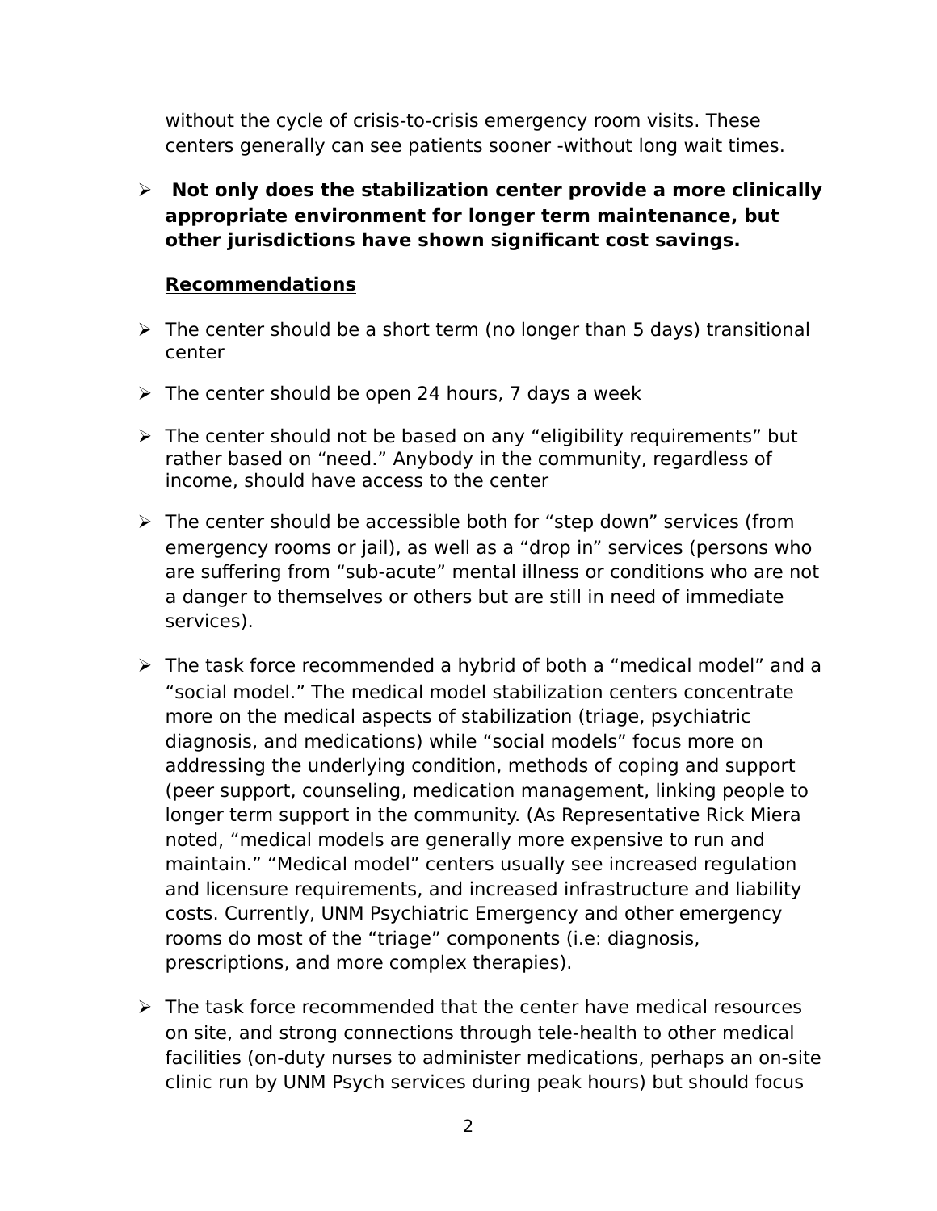without the cycle of crisis-to-crisis emergency room visits. These centers generally can see patients sooner -without long wait times.

- **Not only does the stabilization center provide a more clinically appropriate environment for longer term maintenance, but other jurisdictions have shown significant cost savings.**

**<u>Recommendations</u>**

- The center should be a short term (no longer than 5 days) transitional center
- The center should be open 24 hours, 7 days a week
- The center should not be based on any "eligibility requirements" but rather based on "need." Anybody in the community, regardless of income, should have access to the center
- The center should be accessible both for "step down" services (from emergency rooms or jail), as well as a "drop in" services (persons who are suffering from "sub-acute" mental illness or conditions who are not a danger to themselves or others but are still in need of immediate services).
- The task force recommended a hybrid of both a "medical model" and a "social model." The medical model stabilization centers concentrate more on the medical aspects of stabilization (triage, psychiatric diagnosis, and medications) while "social models" focus more on addressing the underlying condition, methods of coping and support (peer support, counseling, medication management, linking people to longer term support in the community. (As Representative Rick Miera noted, "medical models are generally more expensive to run and maintain." "Medical model" centers usually see increased regulation and licensure requirements, and increased infrastructure and liability costs. Currently, UNM Psychiatric Emergency and other emergency rooms do most of the "triage" components (i.e: diagnosis, prescriptions, and more complex therapies).
- The task force recommended that the center have medical resources on site, and strong connections through tele-health to other medical facilities (on-duty nurses to administer medications, perhaps an on-site clinic run by UNM Psych services during peak hours) but should focus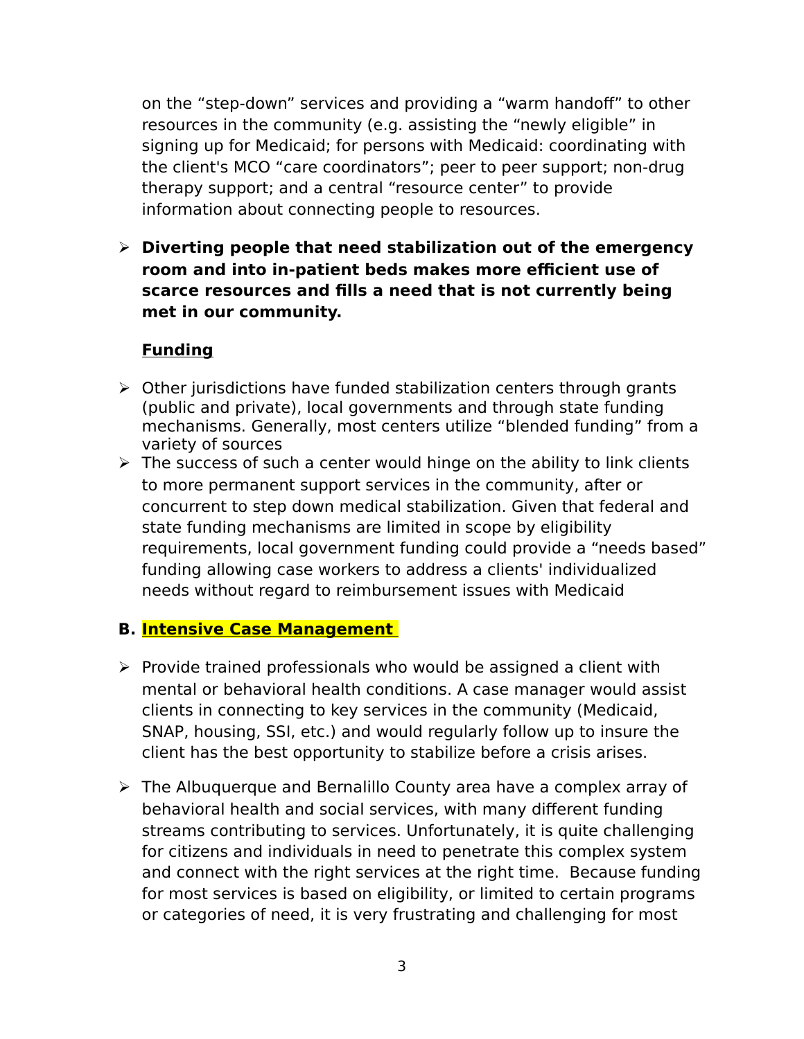on the "step-down" services and providing a "warm handoff" to other resources in the community (e.g. assisting the "newly eligible" in signing up for Medicaid; for persons with Medicaid: coordinating with the client's MCO "care coordinators"; peer to peer support; non-drug therapy support; and a central "resource center" to provide information about connecting people to resources.

- **Diverting people that need stabilization out of the emergency room and into in-patient beds makes more efficient use of scarce resources and fills a need that is not currently being met in our community.**

**<u>Funding</u>**

- Other jurisdictions have funded stabilization centers through grants (public and private), local governments and through state funding mechanisms. Generally, most centers utilize "blended funding" from a variety of sources
- The success of such a center would hinge on the ability to link clients to more permanent support services in the community, after or concurrent to step down medical stabilization. Given that federal and state funding mechanisms are limited in scope by eligibility requirements, local government funding could provide a "needs based" funding allowing case workers to address a clients' individualized needs without regard to reimbursement issues with Medicaid

## B. <u>Intensive Case Management</u>

- Provide trained professionals who would be assigned a client with mental or behavioral health conditions. A case manager would assist clients in connecting to key services in the community (Medicaid, SNAP, housing, SSI, etc.) and would regularly follow up to insure the client has the best opportunity to stabilize before a crisis arises.

- The Albuquerque and Bernalillo County area have a complex array of behavioral health and social services, with many different funding streams contributing to services. Unfortunately, it is quite challenging for citizens and individuals in need to penetrate this complex system and connect with the right services at the right time. Because funding for most services is based on eligibility, or limited to certain programs or categories of need, it is very frustrating and challenging for most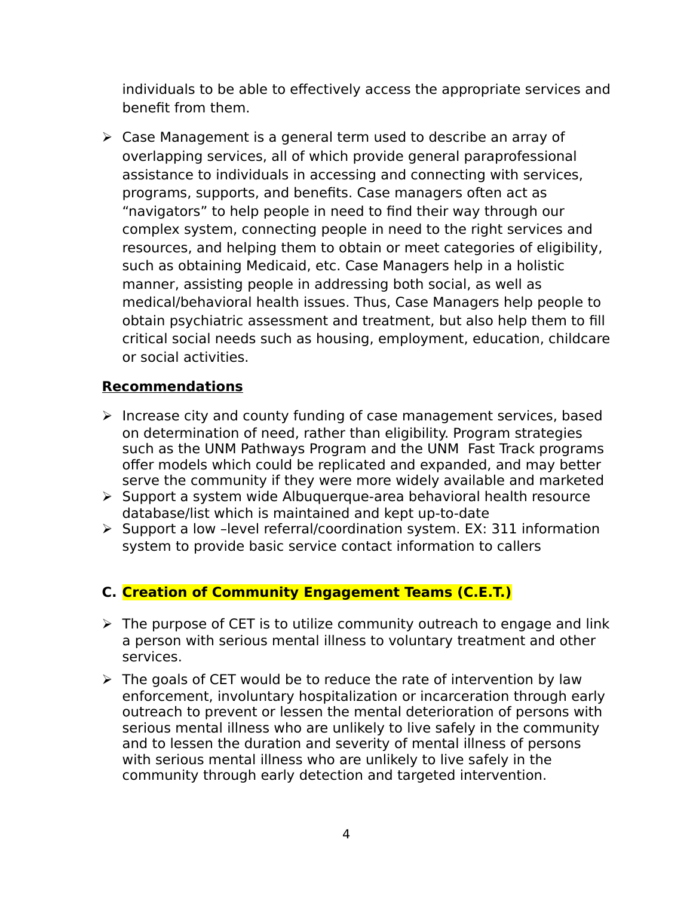individuals to be able to effectively access the appropriate services and benefit from them.

- Case Management is a general term used to describe an array of overlapping services, all of which provide general paraprofessional assistance to individuals in accessing and connecting with services, programs, supports, and benefits. Case managers often act as "navigators" to help people in need to find their way through our complex system, connecting people in need to the right services and resources, and helping them to obtain or meet categories of eligibility, such as obtaining Medicaid, etc. Case Managers help in a holistic manner, assisting people in addressing both social, as well as medical/behavioral health issues. Thus, Case Managers help people to obtain psychiatric assessment and treatment, but also help them to fill critical social needs such as housing, employment, education, childcare or social activities.

**Recommendations**

- Increase city and county funding of case management services, based on determination of need, rather than eligibility. Program strategies such as the UNM Pathways Program and the UNM Fast Track programs offer models which could be replicated and expanded, and may better serve the community if they were more widely available and marketed
- Support a system wide Albuquerque-area behavioral health resource database/list which is maintained and kept up-to-date
- Support a low –level referral/coordination system. EX: 311 information system to provide basic service contact information to callers

### C. Creation of Community Engagement Teams (C.E.T.)

- The purpose of CET is to utilize community outreach to engage and link a person with serious mental illness to voluntary treatment and other services.
- The goals of CET would be to reduce the rate of intervention by law enforcement, involuntary hospitalization or incarceration through early outreach to prevent or lessen the mental deterioration of persons with serious mental illness who are unlikely to live safely in the community and to lessen the duration and severity of mental illness of persons with serious mental illness who are unlikely to live safely in the community through early detection and targeted intervention.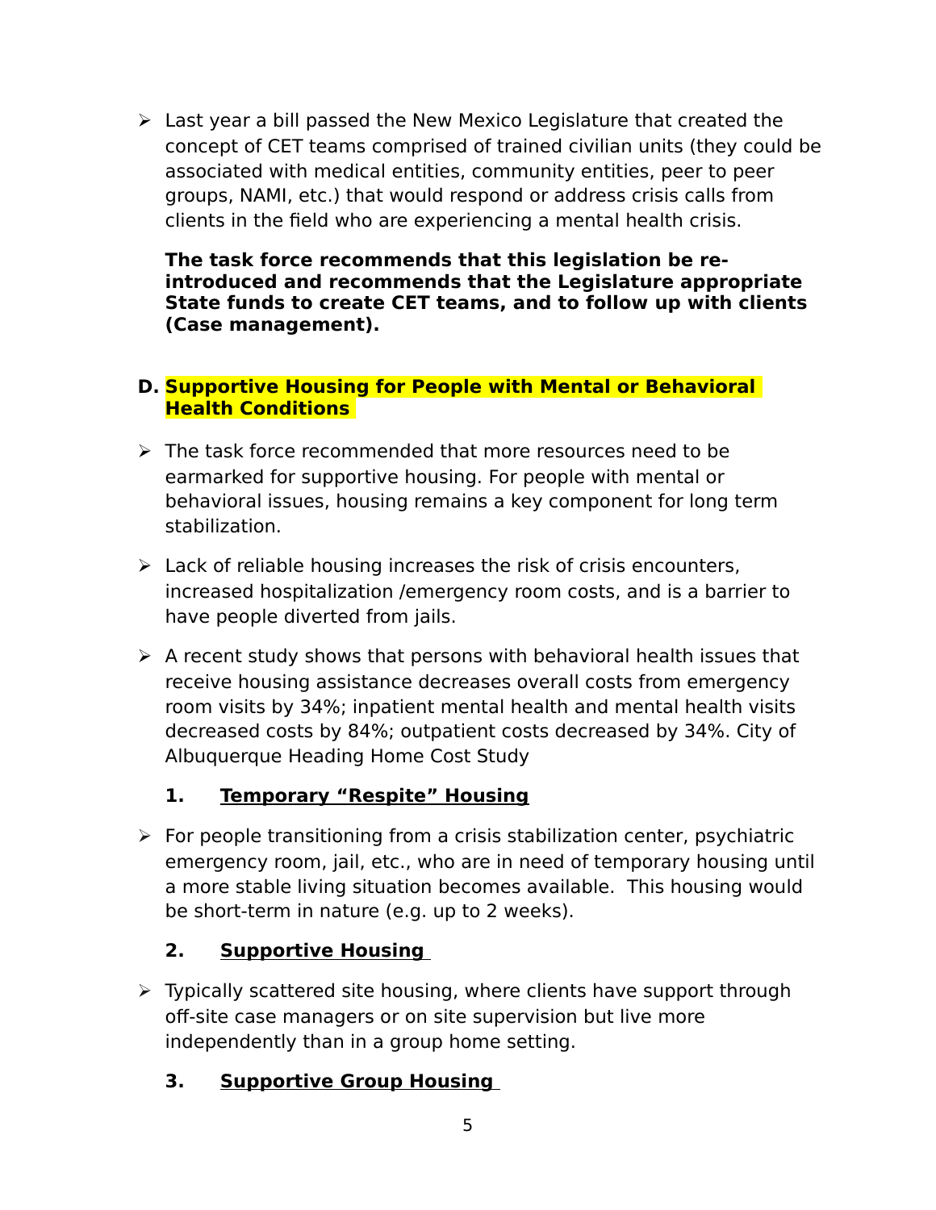- Last year a bill passed the New Mexico Legislature that created the concept of CET teams comprised of trained civilian units (they could be associated with medical entities, community entities, peer to peer groups, NAMI, etc.) that would respond or address crisis calls from clients in the field who are experiencing a mental health crisis.

  **The task force recommends that this legislation be re-introduced and recommends that the Legislature appropriate State funds to create CET teams, and to follow up with clients (Case management).**

## D. Supportive Housing for People with Mental or Behavioral Health Conditions

- The task force recommended that more resources need to be earmarked for supportive housing. For people with mental or behavioral issues, housing remains a key component for long term stabilization.

- Lack of reliable housing increases the risk of crisis encounters, increased hospitalization /emergency room costs, and is a barrier to have people diverted from jails.

- A recent study shows that persons with behavioral health issues that receive housing assistance decreases overall costs from emergency room visits by 34%; inpatient mental health and mental health visits decreased costs by 84%; outpatient costs decreased by 34%. City of Albuquerque Heading Home Cost Study

### 1. Temporary "Respite" Housing

- For people transitioning from a crisis stabilization center, psychiatric emergency room, jail, etc., who are in need of temporary housing until a more stable living situation becomes available. This housing would be short-term in nature (e.g. up to 2 weeks).

### 2. Supportive Housing

- Typically scattered site housing, where clients have support through off-site case managers or on site supervision but live more independently than in a group home setting.

### 3. Supportive Group Housing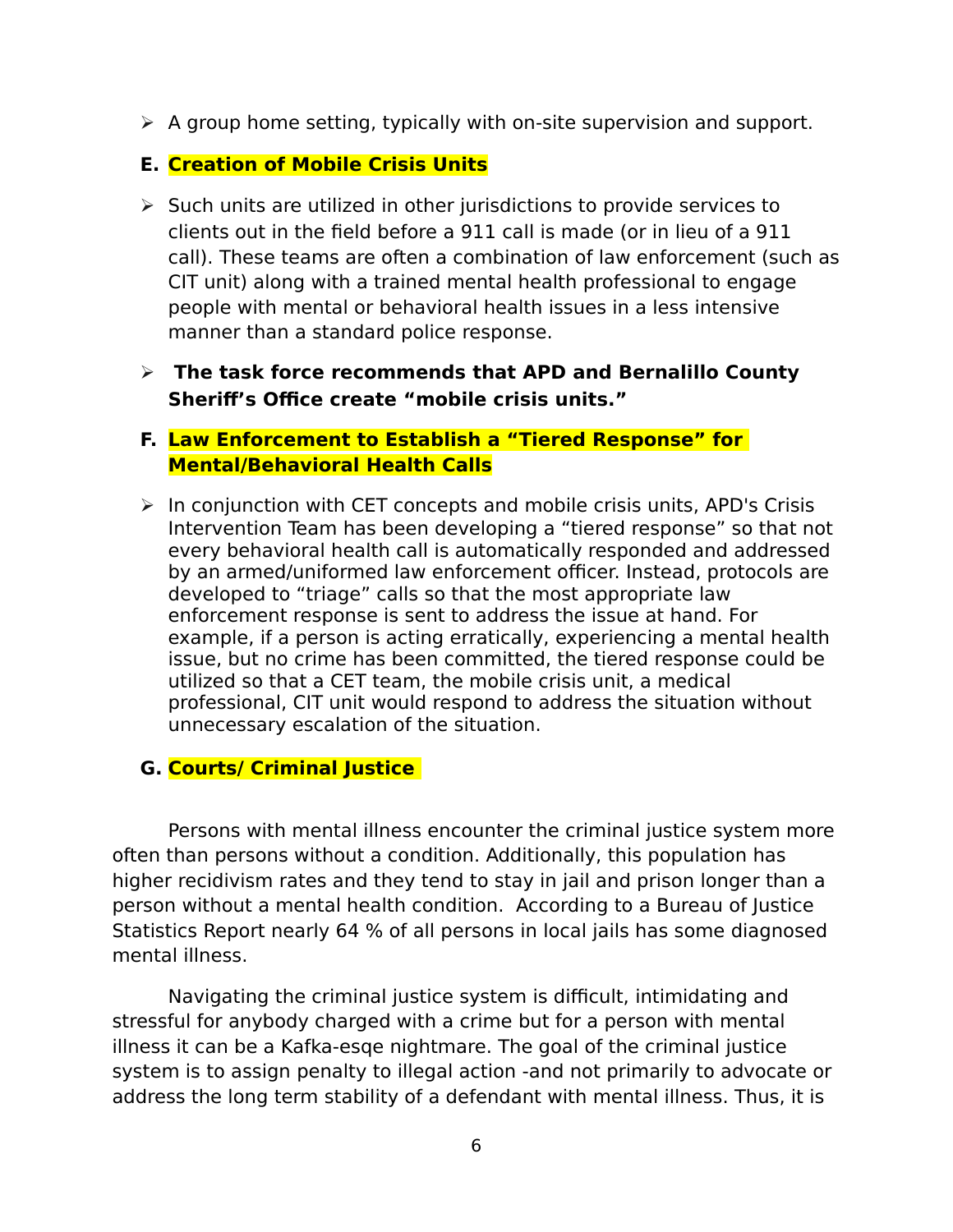- A group home setting, typically with on-site supervision and support.

**E. Creation of Mobile Crisis Units**

- Such units are utilized in other jurisdictions to provide services to clients out in the field before a 911 call is made (or in lieu of a 911 call). These teams are often a combination of law enforcement (such as CIT unit) along with a trained mental health professional to engage people with mental or behavioral health issues in a less intensive manner than a standard police response.

- **The task force recommends that APD and Bernalillo County Sheriff's Office create "mobile crisis units."**

**F. Law Enforcement to Establish a "Tiered Response" for Mental/Behavioral Health Calls**

- In conjunction with CET concepts and mobile crisis units, APD's Crisis Intervention Team has been developing a "tiered response" so that not every behavioral health call is automatically responded and addressed by an armed/uniformed law enforcement officer. Instead, protocols are developed to "triage" calls so that the most appropriate law enforcement response is sent to address the issue at hand. For example, if a person is acting erratically, experiencing a mental health issue, but no crime has been committed, the tiered response could be utilized so that a CET team, the mobile crisis unit, a medical professional, CIT unit would respond to address the situation without unnecessary escalation of the situation.

**G. Courts/ Criminal Justice**

Persons with mental illness encounter the criminal justice system more often than persons without a condition. Additionally, this population has higher recidivism rates and they tend to stay in jail and prison longer than a person without a mental health condition. According to a Bureau of Justice Statistics Report nearly 64 % of all persons in local jails has some diagnosed mental illness.

Navigating the criminal justice system is difficult, intimidating and stressful for anybody charged with a crime but for a person with mental illness it can be a Kafka-esqe nightmare. The goal of the criminal justice system is to assign penalty to illegal action -and not primarily to advocate or address the long term stability of a defendant with mental illness. Thus, it is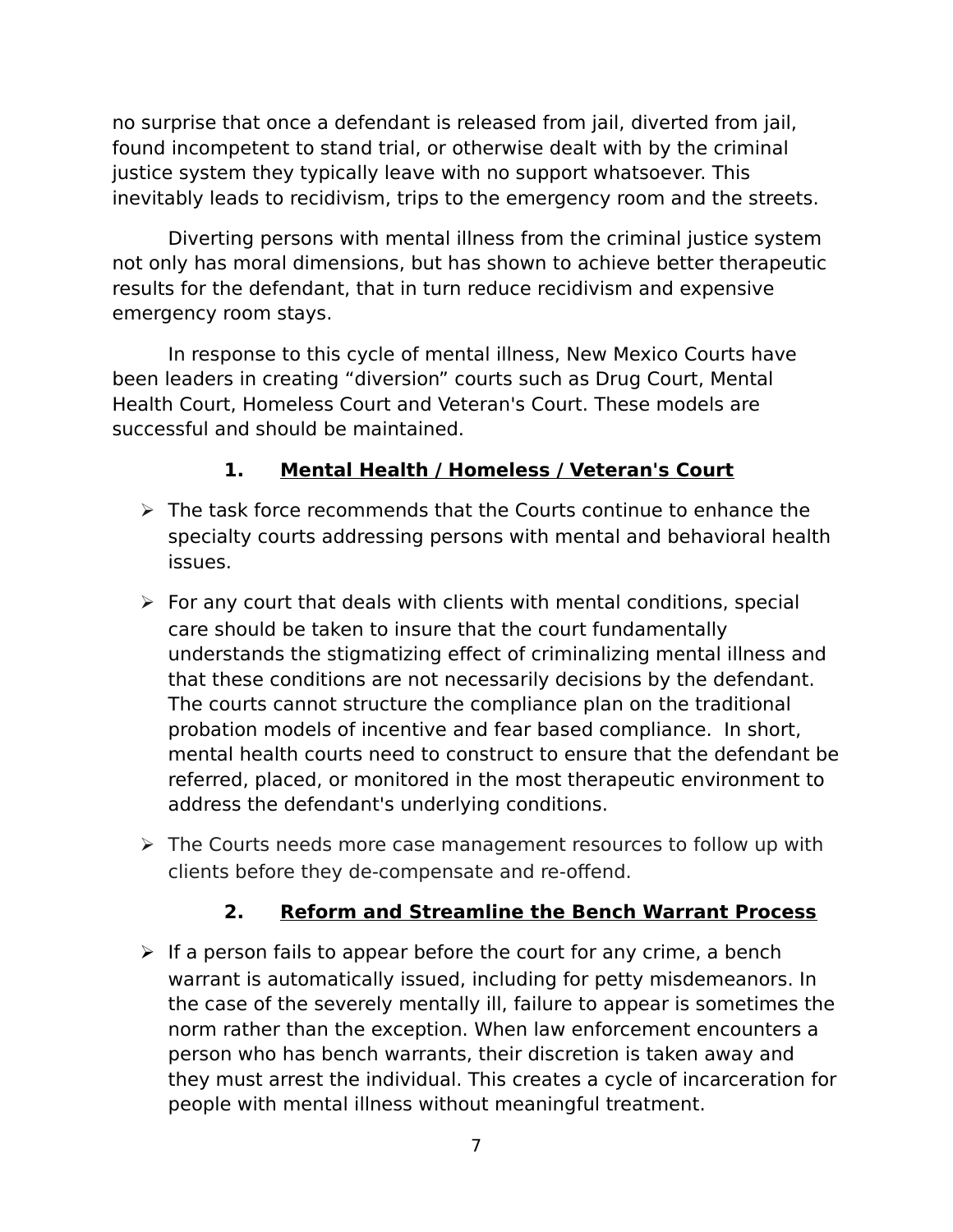no surprise that once a defendant is released from jail, diverted from jail, found incompetent to stand trial, or otherwise dealt with by the criminal justice system they typically leave with no support whatsoever. This inevitably leads to recidivism, trips to the emergency room and the streets.

Diverting persons with mental illness from the criminal justice system not only has moral dimensions, but has shown to achieve better therapeutic results for the defendant, that in turn reduce recidivism and expensive emergency room stays.

In response to this cycle of mental illness, New Mexico Courts have been leaders in creating “diversion” courts such as Drug Court, Mental Health Court, Homeless Court and Veteran's Court. These models are successful and should be maintained.

### 1. Mental Health / Homeless / Veteran's Court

- The task force recommends that the Courts continue to enhance the specialty courts addressing persons with mental and behavioral health issues.
- For any court that deals with clients with mental conditions, special care should be taken to insure that the court fundamentally understands the stigmatizing effect of criminalizing mental illness and that these conditions are not necessarily decisions by the defendant. The courts cannot structure the compliance plan on the traditional probation models of incentive and fear based compliance. In short, mental health courts need to construct to ensure that the defendant be referred, placed, or monitored in the most therapeutic environment to address the defendant's underlying conditions.
- The Courts needs more case management resources to follow up with clients before they de-compensate and re-offend.

### 2. Reform and Streamline the Bench Warrant Process

- If a person fails to appear before the court for any crime, a bench warrant is automatically issued, including for petty misdemeanors. In the case of the severely mentally ill, failure to appear is sometimes the norm rather than the exception. When law enforcement encounters a person who has bench warrants, their discretion is taken away and they must arrest the individual. This creates a cycle of incarceration for people with mental illness without meaningful treatment.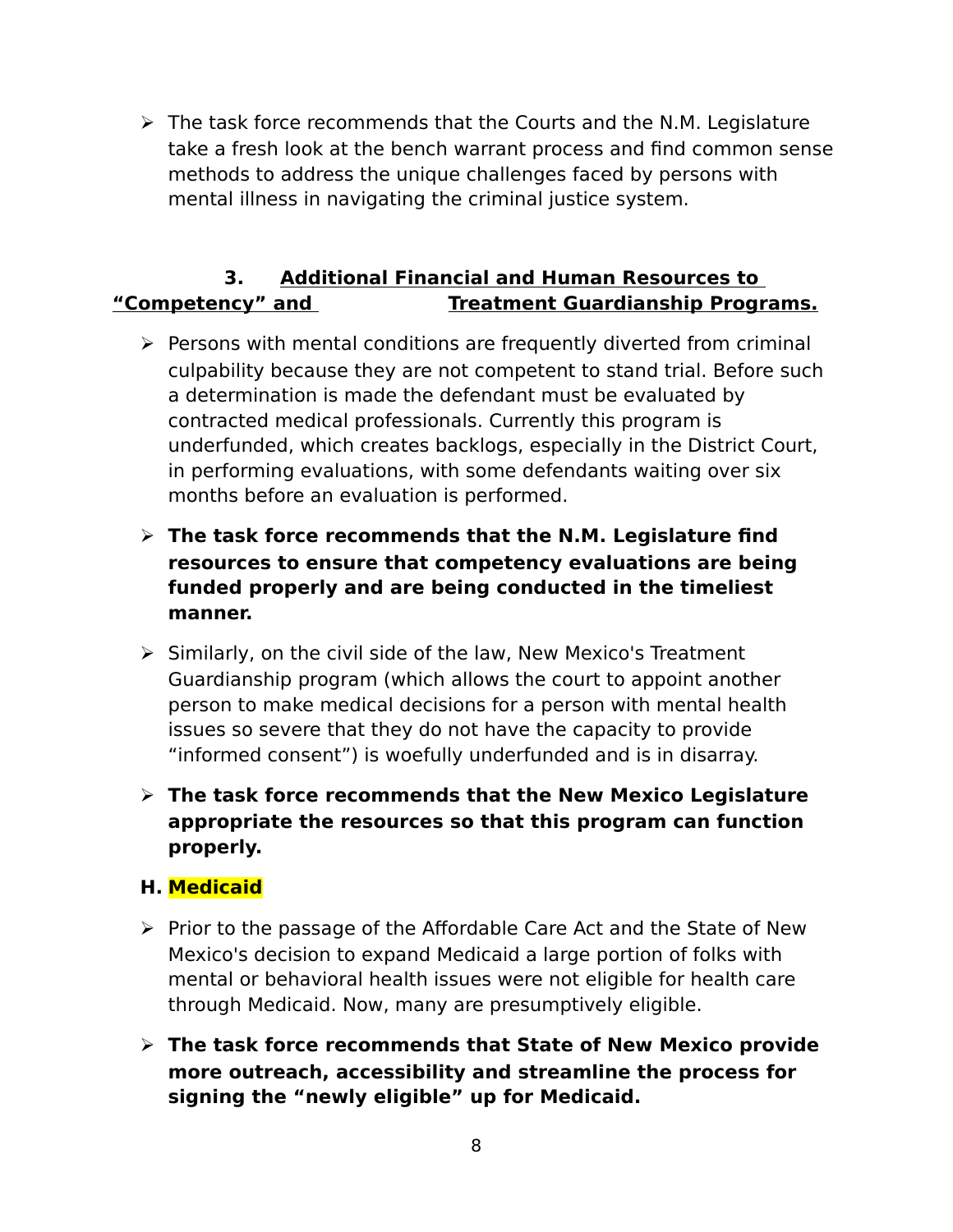- The task force recommends that the Courts and the N.M. Legislature take a fresh look at the bench warrant process and find common sense methods to address the unique challenges faced by persons with mental illness in navigating the criminal justice system.

### 3. Additional Financial and Human Resources to "Competency" and Treatment Guardianship Programs.

- Persons with mental conditions are frequently diverted from criminal culpability because they are not competent to stand trial. Before such a determination is made the defendant must be evaluated by contracted medical professionals. Currently this program is underfunded, which creates backlogs, especially in the District Court, in performing evaluations, with some defendants waiting over six months before an evaluation is performed.

- **The task force recommends that the N.M. Legislature find resources to ensure that competency evaluations are being funded properly and are being conducted in the timeliest manner.**

- Similarly, on the civil side of the law, New Mexico's Treatment Guardianship program (which allows the court to appoint another person to make medical decisions for a person with mental health issues so severe that they do not have the capacity to provide "informed consent") is woefully underfunded and is in disarray.

- **The task force recommends that the New Mexico Legislature appropriate the resources so that this program can function properly.**

## H. Medicaid

- Prior to the passage of the Affordable Care Act and the State of New Mexico's decision to expand Medicaid a large portion of folks with mental or behavioral health issues were not eligible for health care through Medicaid. Now, many are presumptively eligible.

- **The task force recommends that State of New Mexico provide more outreach, accessibility and streamline the process for signing the "newly eligible" up for Medicaid.**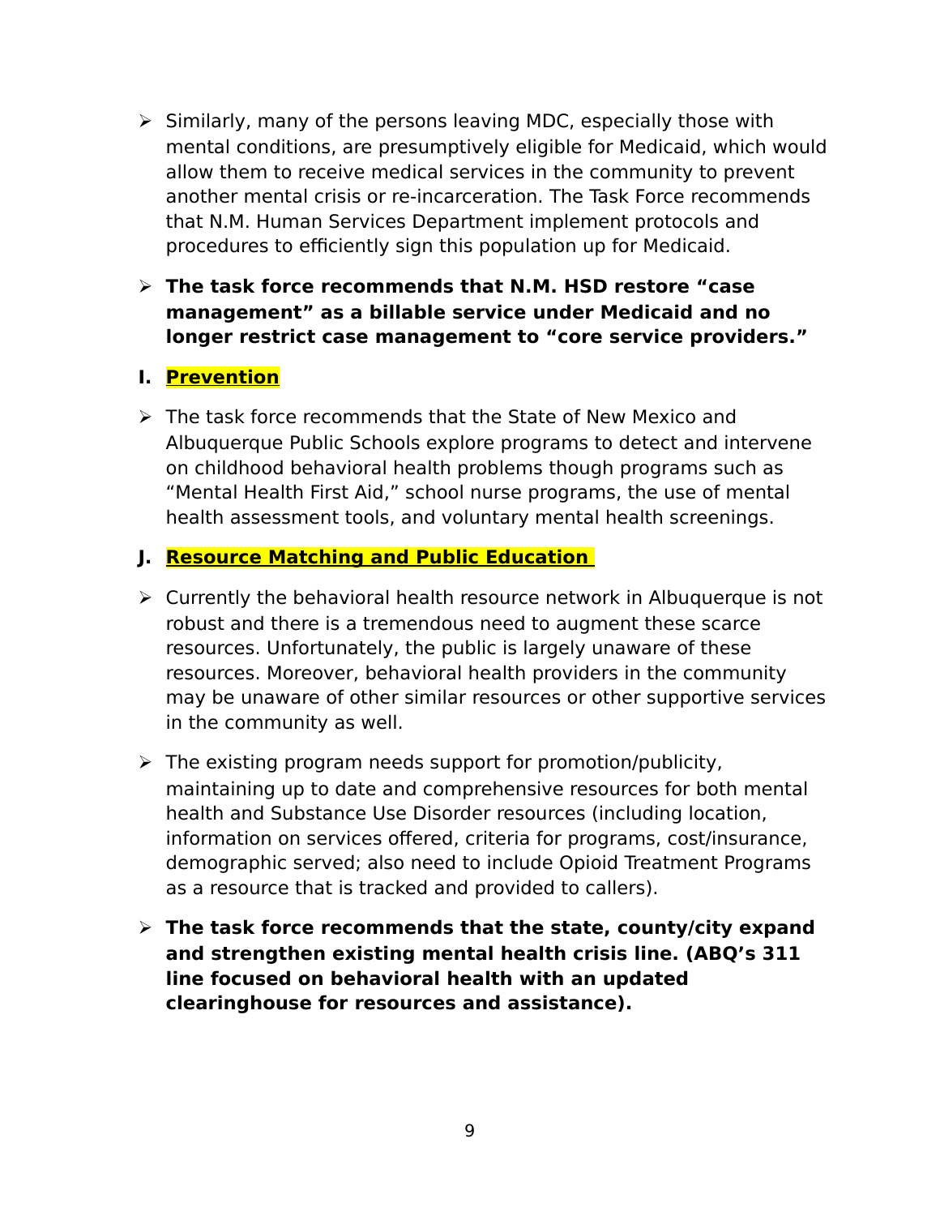- Similarly, many of the persons leaving MDC, especially those with mental conditions, are presumptively eligible for Medicaid, which would allow them to receive medical services in the community to prevent another mental crisis or re-incarceration. The Task Force recommends that N.M. Human Services Department implement protocols and procedures to efficiently sign this population up for Medicaid.

- **The task force recommends that N.M. HSD restore "case management" as a billable service under Medicaid and no longer restrict case management to "core service providers."**

## I. Prevention

- The task force recommends that the State of New Mexico and Albuquerque Public Schools explore programs to detect and intervene on childhood behavioral health problems though programs such as "Mental Health First Aid," school nurse programs, the use of mental health assessment tools, and voluntary mental health screenings.

## J. Resource Matching and Public Education

- Currently the behavioral health resource network in Albuquerque is not robust and there is a tremendous need to augment these scarce resources. Unfortunately, the public is largely unaware of these resources. Moreover, behavioral health providers in the community may be unaware of other similar resources or other supportive services in the community as well.

- The existing program needs support for promotion/publicity, maintaining up to date and comprehensive resources for both mental health and Substance Use Disorder resources (including location, information on services offered, criteria for programs, cost/insurance, demographic served; also need to include Opioid Treatment Programs as a resource that is tracked and provided to callers).

- **The task force recommends that the state, county/city expand and strengthen existing mental health crisis line. (ABQ's 311 line focused on behavioral health with an updated clearinghouse for resources and assistance).**